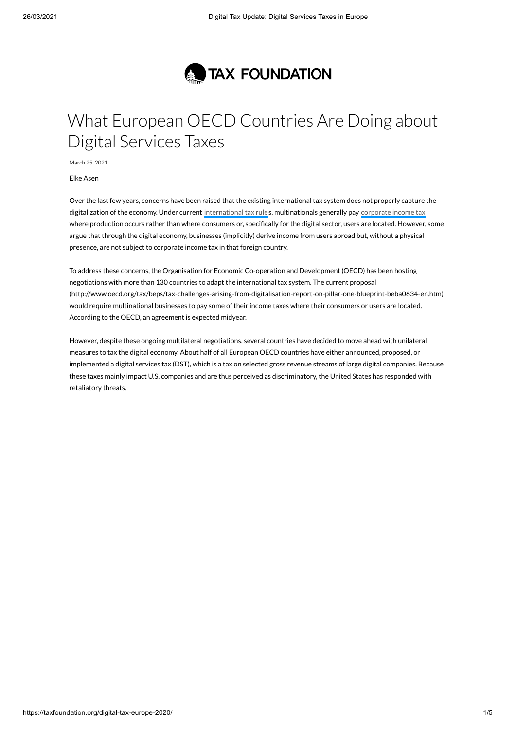# What European OECD Countries Are Doing about Digital Services Taxes

March 25, 2021

Elke Asen

Over the last few years, concerns have been raised that the existing international tax system does not properly capture the digitalization of the economy. Under current international tax rules, multinationals generally pay corporate income tax where production occurs rather than where consumers or, specifically for the digital sector, users are located. However, some argue that through the digital economy, businesses (implicitly) derive income from users abroad but, without a physical presence, are not subject to corporate income tax in that foreign country.

To address these concerns, the Organisation for Economic Co-operation and Development (OECD) has been hosting negotiations with more than 130 countries to adapt the international tax system. The current proposal (http://www.oecd.org/tax/beps/tax-challenges-arising-from-digitalisation-report-on-pillar-one-blueprint-beba0634-en.htm) would require multinational businesses to pay some of their income taxes where their consumers or users are located. According to the OECD, an agreement is expected midyear.

However, despite these ongoing multilateral negotiations, several countries have decided to move ahead with unilateral measures to tax the digital economy. About half of all European OECD countries have either announced, proposed, or implemented a digital services tax (DST), which is a tax on selected gross revenue streams of large digital companies. Because these taxes mainly impact U.S. companies and are thus perceived as discriminatory, the United States has responded with retaliatory threats.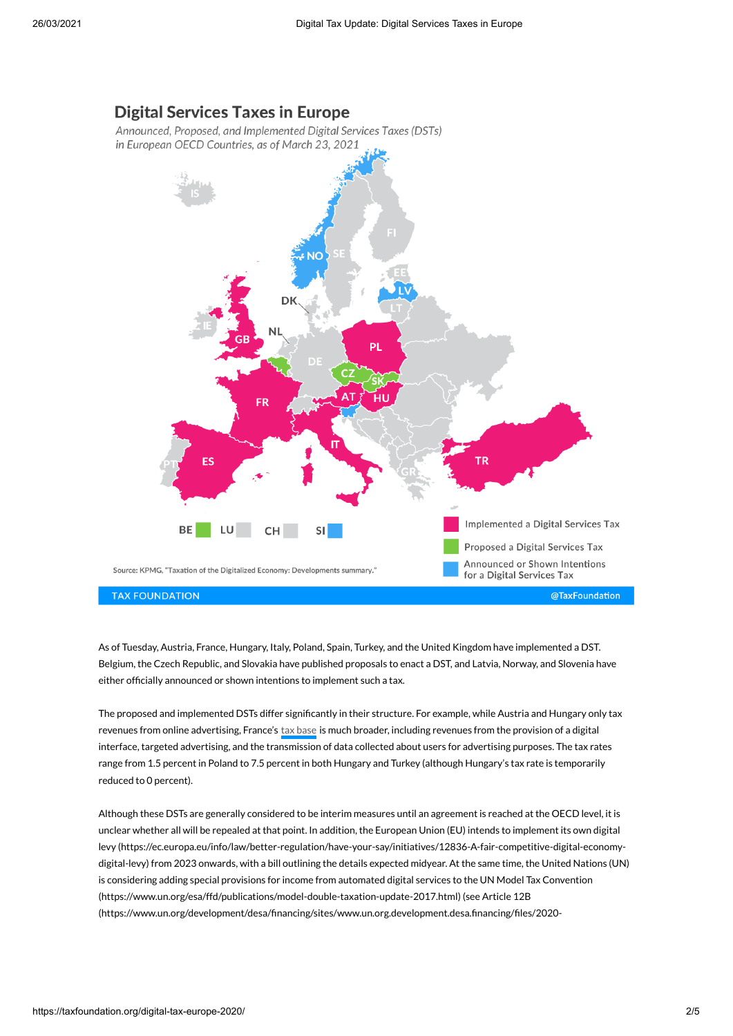## Digital Services Taxes in Europe

*Announced, Proposed, and Implemented Digital Services Taxes (DSTs) in European OECD Countries, as of March 23, 2021*

Implemented a Digital Services Tax

Proposed a Digital Services Tax

Announced or Shown Intentions for a Digital Services Tax

Source: KPMG, "Taxation of the Digitalized Economy: Developments summary."

TAX FOUNDATION @TaxFoundation

As of Tuesday, Austria, France, Hungary, Italy, Poland, Spain, Turkey, and the United Kingdom have implemented a DST. Belgium, the Czech Republic, and Slovakia have published proposals to enact a DST, and Latvia, Norway, and Slovenia have either officially announced or shown intentions to implement such a tax.

The proposed and implemented DSTs differ significantly in their structure. For example, while Austria and Hungary only tax revenues from online advertising, France's tax base is much broader, including revenues from the provision of a digital interface, targeted advertising, and the transmission of data collected about users for advertising purposes. The tax rates range from 1.5 percent in Poland to 7.5 percent in both Hungary and Turkey (although Hungary's tax rate is temporarily reduced to 0 percent).

Although these DSTs are generally considered to be interim measures until an agreement is reached at the OECD level, it is unclear whether all will be repealed at that point. In addition, the European Union (EU) intends to implement its own digital levy (https://ec.europa.eu/info/law/better-regulation/have-your-say/initiatives/12836-A-fair-competitive-digital-economy-digital-levy) from 2023 onwards, with a bill outlining the details expected midyear. At the same time, the United Nations (UN) is considering adding special provisions for income from automated digital services to the UN Model Tax Convention (https://www.un.org/esa/ffd/publications/model-double-taxation-update-2017.html) (see Article 12B (https://www.un.org/development/desa/financing/sites/www.un.org.development.desa.financing/files/2020-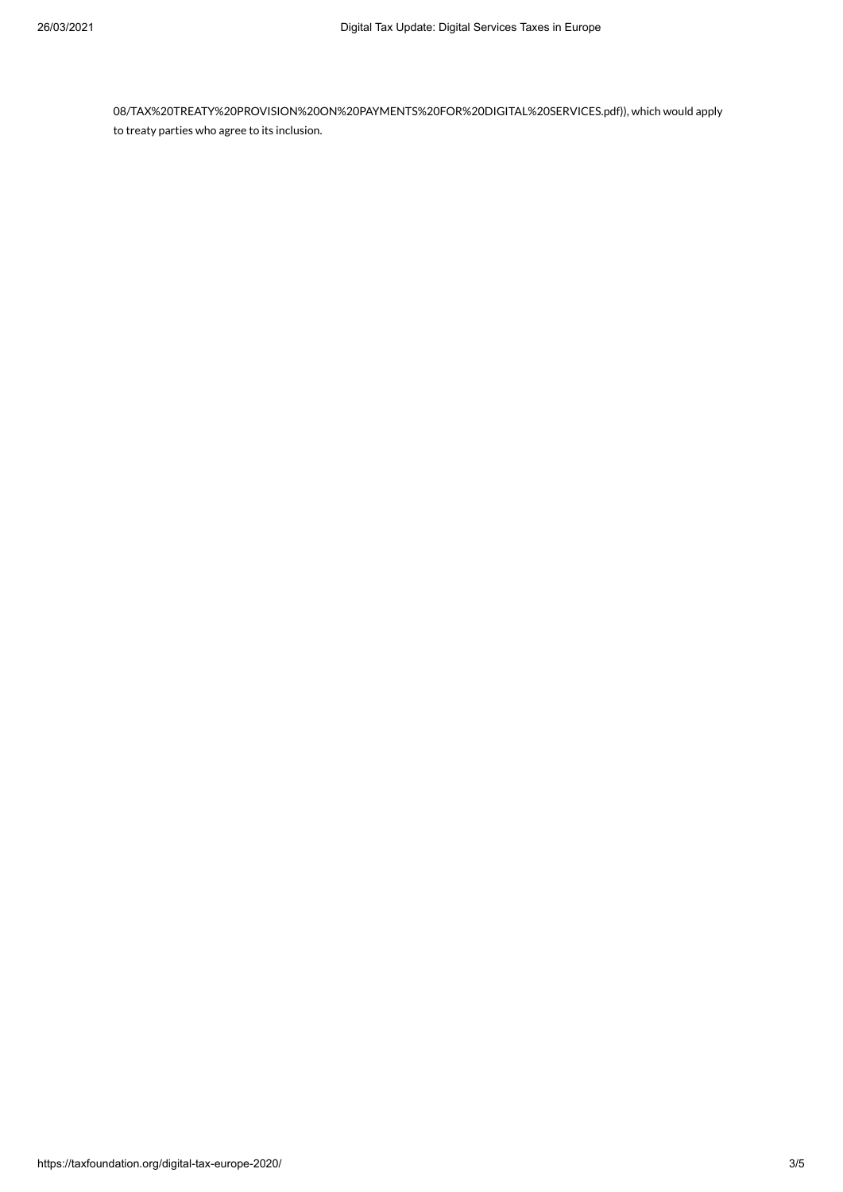08/TAX%20TREATY%20PROVISION%20ON%20PAYMENTS%20FOR%20DIGITAL%20SERVICES.pdf)), which would apply to treaty parties who agree to its inclusion.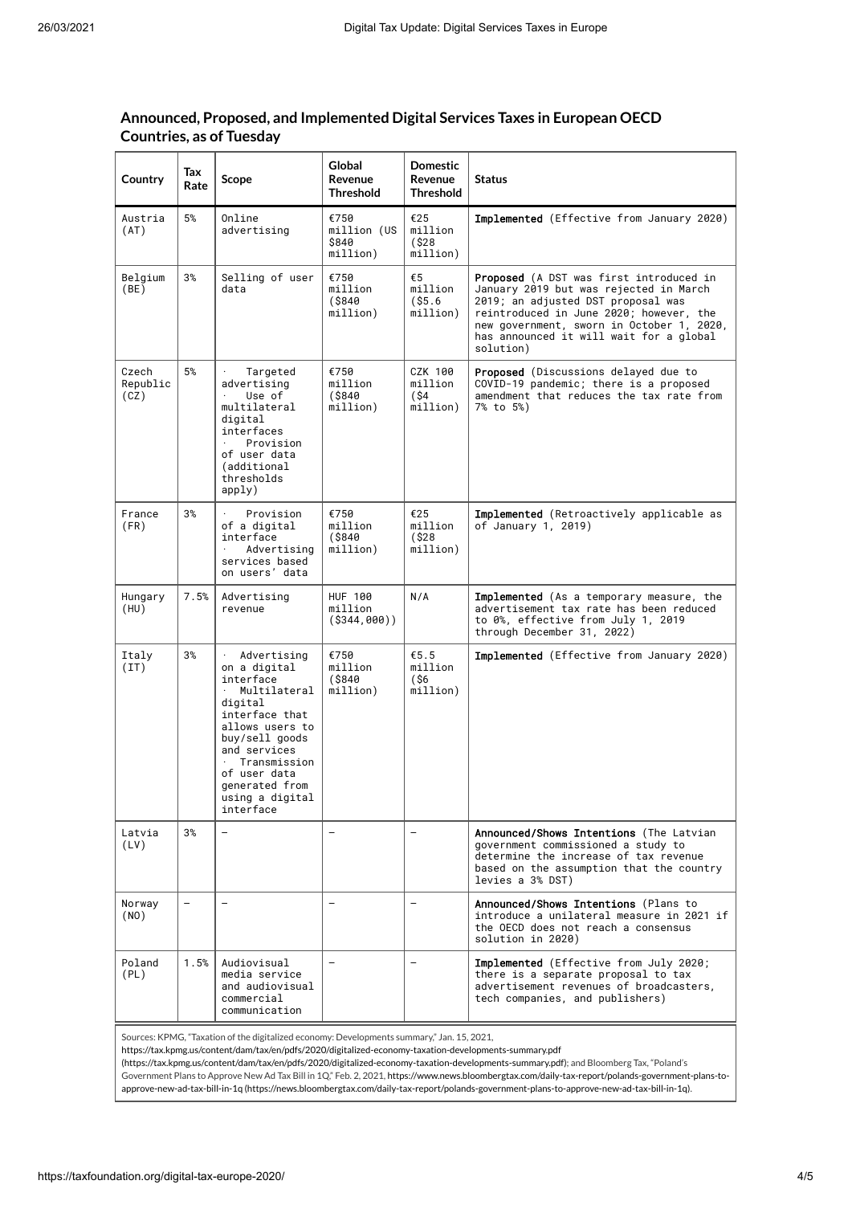## Announced, Proposed, and Implemented Digital Services Taxes in European OECD Countries, as of Tuesday

| Country | Tax Rate | Scope | Global Revenue Threshold | Domestic Revenue Threshold | Status |
|---|---|---|---|---|---|
| Austria (AT) | 5% | Online advertising | €750 million (US $840 million) | €25 million ($28 million) | **Implemented** (Effective from January 2020) |
| Belgium (BE) | 3% | Selling of user data | €750 million ($840 million) | €5 million ($5.6 million) | **Proposed** (A DST was first introduced in January 2019 but was rejected in March 2019; an adjusted DST proposal was reintroduced in June 2020; however, the new government, sworn in October 1, 2020, has announced it will wait for a global solution) |
| Czech Republic (CZ) | 5% | · Targeted advertising<br>· Use of multilateral digital interfaces<br>· Provision of user data (additional thresholds apply) | €750 million ($840 million) | CZK 100 million ($4 million) | **Proposed** (Discussions delayed due to COVID-19 pandemic; there is a proposed amendment that reduces the tax rate from 7% to 5%) |
| France (FR) | 3% | · Provision of a digital interface<br>· Advertising services based on users' data | €750 million ($840 million) | €25 million ($28 million) | **Implemented** (Retroactively applicable as of January 1, 2019) |
| Hungary (HU) | 7.5% | Advertising revenue | HUF 100 million ($344,000)) | N/A | **Implemented** (As a temporary measure, the advertisement tax rate has been reduced to 0%, effective from July 1, 2019 through December 31, 2022) |
| Italy (IT) | 3% | · Advertising on a digital interface<br>· Multilateral digital interface that allows users to buy/sell goods and services<br>· Transmission of user data generated from using a digital interface | €750 million ($840 million) | €5.5 million ($6 million) | **Implemented** (Effective from January 2020) |
| Latvia (LV) | 3% | – | – | – | **Announced/Shows Intentions** (The Latvian government commissioned a study to determine the increase of tax revenue based on the assumption that the country levies a 3% DST) |
| Norway (NO) | – | – | – | – | **Announced/Shows Intentions** (Plans to introduce a unilateral measure in 2021 if the OECD does not reach a consensus solution in 2020) |
| Poland (PL) | 1.5% | Audiovisual media service and audiovisual commercial communication | – | – | **Implemented** (Effective from July 2020; there is a separate proposal to tax advertisement revenues of broadcasters, tech companies, and publishers) |

Sources: KPMG, "Taxation of the digitalized economy: Developments summary," Jan. 15, 2021, https://tax.kpmg.us/content/dam/tax/en/pdfs/2020/digitalized-economy-taxation-developments-summary.pdf (https://tax.kpmg.us/content/dam/tax/en/pdfs/2020/digitalized-economy-taxation-developments-summary.pdf); and Bloomberg Tax, "Poland's Government Plans to Approve New Ad Tax Bill in 1Q," Feb. 2, 2021, https://www.news.bloombergtax.com/daily-tax-report/polands-government-plans-to-approve-new-ad-tax-bill-in-1q (https://news.bloombergtax.com/daily-tax-report/polands-government-plans-to-approve-new-ad-tax-bill-in-1q).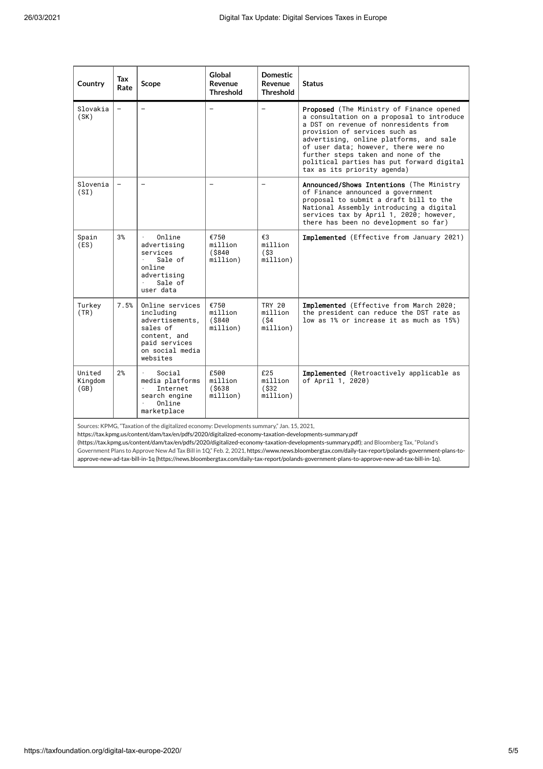| Country | Tax Rate | Scope | Global Revenue Threshold | Domestic Revenue Threshold | Status |
|---|---|---|---|---|---|
| Slovakia (SK) | – | – | – | – | **Proposed** (The Ministry of Finance opened a consultation on a proposal to introduce a DST on revenue of nonresidents from provision of services such as advertising, online platforms, and sale of user data; however, there were no further steps taken and none of the political parties has put forward digital tax as its priority agenda) |
| Slovenia (SI) | – | – | – | – | **Announced/Shows Intentions** (The Ministry of Finance announced a government proposal to submit a draft bill to the National Assembly introducing a digital services tax by April 1, 2020; however, there has been no development so far) |
| Spain (ES) | 3% | · Online advertising services · Sale of online advertising · Sale of user data | €750 million ($840 million) | €3 million ($3 million) | **Implemented** (Effective from January 2021) |
| Turkey (TR) | 7.5% | Online services including advertisements, sales of content, and paid services on social media websites | €750 million ($840 million) | TRY 20 million ($4 million) | **Implemented** (Effective from March 2020; the president can reduce the DST rate as low as 1% or increase it as much as 15%) |
| United Kingdom (GB) | 2% | · Social media platforms · Internet search engine · Online marketplace | £500 million ($638 million) | £25 million ($32 million) | **Implemented** (Retroactively applicable as of April 1, 2020) |

Sources: KPMG, "Taxation of the digitalized economy: Developments summary," Jan. 15, 2021, https://tax.kpmg.us/content/dam/tax/en/pdfs/2020/digitalized-economy-taxation-developments-summary.pdf (https://tax.kpmg.us/content/dam/tax/en/pdfs/2020/digitalized-economy-taxation-developments-summary.pdf); and Bloomberg Tax, "Poland's Government Plans to Approve New Ad Tax Bill in 1Q," Feb. 2, 2021, https://www.news.bloombergtax.com/daily-tax-report/polands-government-plans-to-approve-new-ad-tax-bill-in-1q (https://news.bloombergtax.com/daily-tax-report/polands-government-plans-to-approve-new-ad-tax-bill-in-1q).